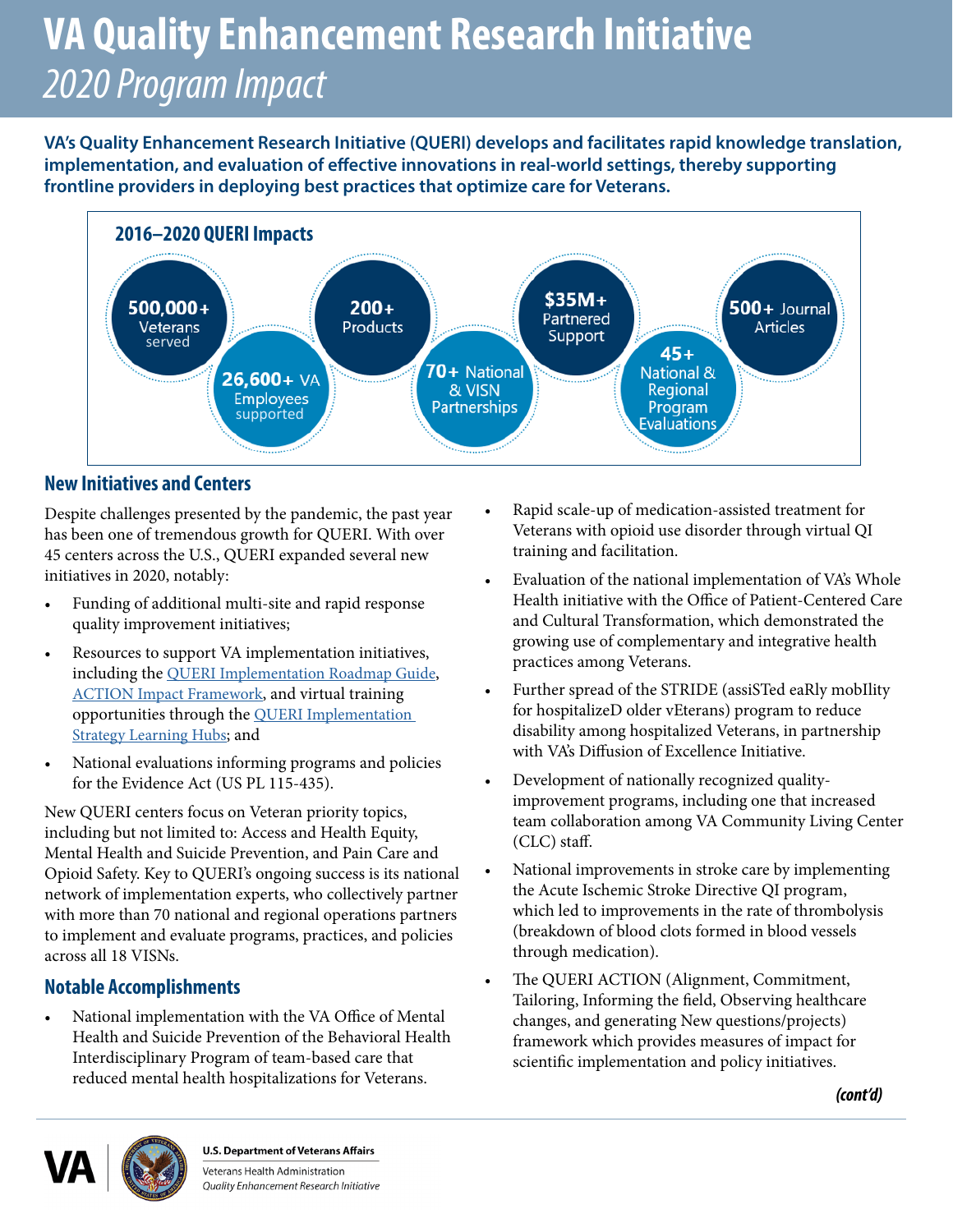# VA Quality Enhancement Research Initiative

*2020 Program Impact*

**VA's Quality Enhancement Research Initiative (QUERI) develops and facilitates rapid knowledge translation, implementation, and evaluation of effective innovations in real-world settings, thereby supporting frontline providers in deploying best practices that optimize care for Veterans.**

## 2016–2020 QUERI Impacts

- **500,000+** Veterans served
- **26,600+** VA Employees supported
- **200+** Products
- **70+** National & VISN Partnerships
- **$35M+** Partnered Support
- **45+** National & Regional Program Evaluations
- **500+** Journal Articles

## New Initiatives and Centers

Despite challenges presented by the pandemic, the past year has been one of tremendous growth for QUERI. With over 45 centers across the U.S., QUERI expanded several new initiatives in 2020, notably:

- Funding of additional multi-site and rapid response quality improvement initiatives;
- Resources to support VA implementation initiatives, including the [QUERI Implementation Roadmap Guide](), [ACTION Impact Framework](), and virtual training opportunities through the [QUERI Implementation Strategy Learning Hubs](); and
- National evaluations informing programs and policies for the Evidence Act (US PL 115-435).

New QUERI centers focus on Veteran priority topics, including but not limited to: Access and Health Equity, Mental Health and Suicide Prevention, and Pain Care and Opioid Safety. Key to QUERI's ongoing success is its national network of implementation experts, who collectively partner with more than 70 national and regional operations partners to implement and evaluate programs, practices, and policies across all 18 VISNs.

## Notable Accomplishments

- National implementation with the VA Office of Mental Health and Suicide Prevention of the Behavioral Health Interdisciplinary Program of team-based care that reduced mental health hospitalizations for Veterans.
- Rapid scale-up of medication-assisted treatment for Veterans with opioid use disorder through virtual QI training and facilitation.
- Evaluation of the national implementation of VA's Whole Health initiative with the Office of Patient-Centered Care and Cultural Transformation, which demonstrated the growing use of complementary and integrative health practices among Veterans.
- Further spread of the STRIDE (assiSTed eaRly mobIlity for hospitalizeD older vEterans) program to reduce disability among hospitalized Veterans, in partnership with VA's Diffusion of Excellence Initiative.
- Development of nationally recognized quality-improvement programs, including one that increased team collaboration among VA Community Living Center (CLC) staff.
- National improvements in stroke care by implementing the Acute Ischemic Stroke Directive QI program, which led to improvements in the rate of thrombolysis (breakdown of blood clots formed in blood vessels through medication).
- The QUERI ACTION (Alignment, Commitment, Tailoring, Informing the field, Observing healthcare changes, and generating New questions/projects) framework which provides measures of impact for scientific implementation and policy initiatives.

***(cont'd)***

**U.S. Department of Veterans Affairs**
Veterans Health Administration
*Quality Enhancement Research Initiative*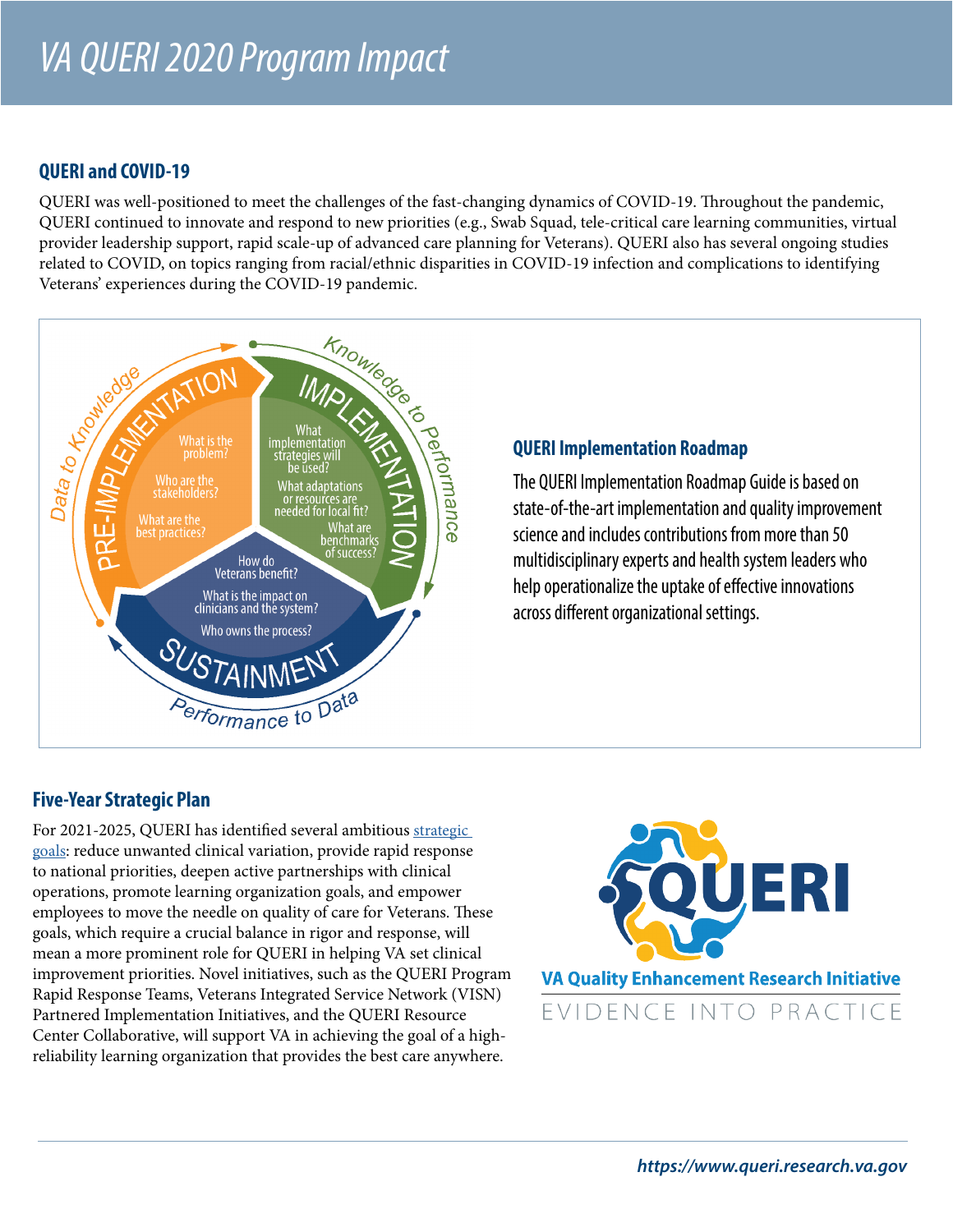# VA QUERI 2020 Program Impact

## QUERI and COVID-19

QUERI was well-positioned to meet the challenges of the fast-changing dynamics of COVID-19. Throughout the pandemic, QUERI continued to innovate and respond to new priorities (e.g., Swab Squad, tele-critical care learning communities, virtual provider leadership support, rapid scale-up of advanced care planning for Veterans). QUERI also has several ongoing studies related to COVID, on topics ranging from racial/ethnic disparities in COVID-19 infection and complications to identifying Veterans' experiences during the COVID-19 pandemic.

Data to Knowledge
PRE-IMPLEMENTATION
What is the problem?
Who are the stakeholders?
What are the best practices?

Knowledge to Performance
IMPLEMENTATION
What implementation strategies will be used?
What adaptations or resources are needed for local fit?
What are benchmarks of success?

Performance to Data
SUSTAINMENT
How do Veterans benefit?
What is the impact on clinicians and the system?
Who owns the process?

### QUERI Implementation Roadmap

The QUERI Implementation Roadmap Guide is based on state-of-the-art implementation and quality improvement science and includes contributions from more than 50 multidisciplinary experts and health system leaders who help operationalize the uptake of effective innovations across different organizational settings.

## Five-Year Strategic Plan

For 2021-2025, QUERI has identified several ambitious strategic goals: reduce unwanted clinical variation, provide rapid response to national priorities, deepen active partnerships with clinical operations, promote learning organization goals, and empower employees to move the needle on quality of care for Veterans. These goals, which require a crucial balance in rigor and response, will mean a more prominent role for QUERI in helping VA set clinical improvement priorities. Novel initiatives, such as the QUERI Program Rapid Response Teams, Veterans Integrated Service Network (VISN) Partnered Implementation Initiatives, and the QUERI Resource Center Collaborative, will support VA in achieving the goal of a high-reliability learning organization that provides the best care anywhere.

QUERI
VA Quality Enhancement Research Initiative
EVIDENCE INTO PRACTICE

*https://www.queri.research.va.gov*